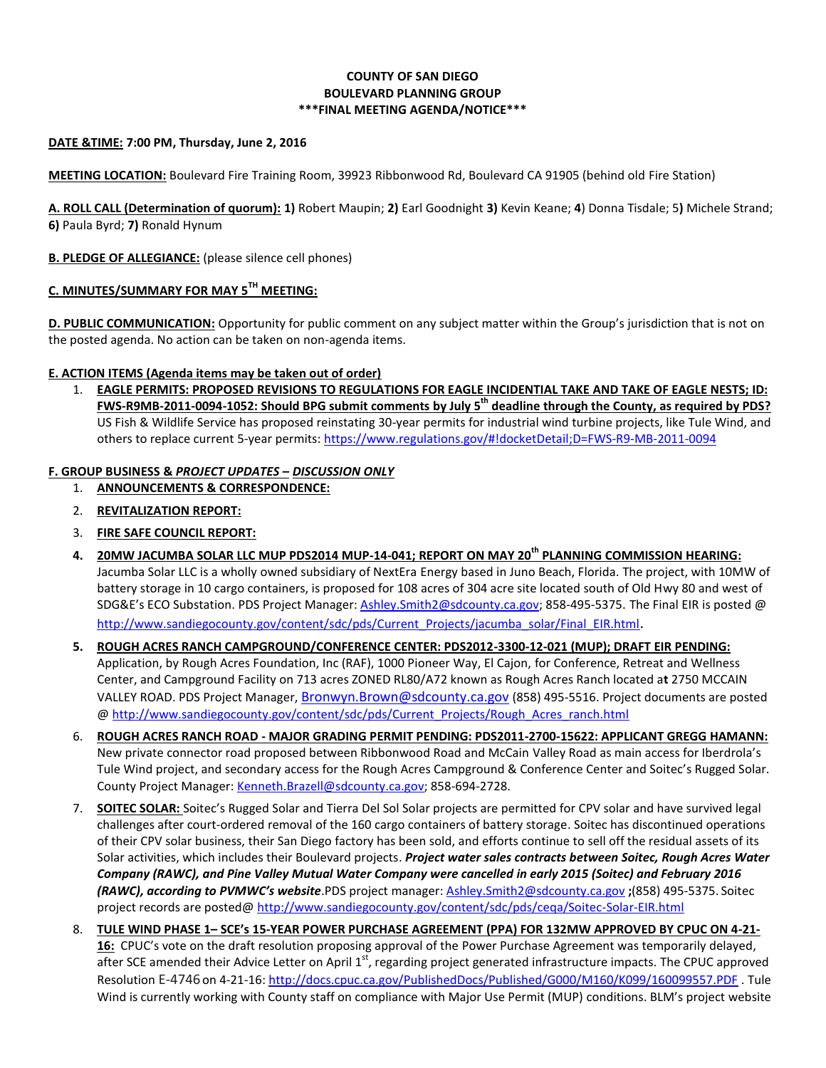**COUNTY OF SAN DIEGO**
**BOULEVARD PLANNING GROUP**
**\*\*\*FINAL MEETING AGENDA/NOTICE\*\*\***

**DATE &TIME: 7:00 PM, Thursday, June 2, 2016**

**MEETING LOCATION:** Boulevard Fire Training Room, 39923 Ribbonwood Rd, Boulevard CA 91905 (behind old Fire Station)

**A. ROLL CALL (Determination of quorum): 1)** Robert Maupin; **2)** Earl Goodnight **3)** Kevin Keane; **4**) Donna Tisdale; 5**)** Michele Strand; **6)** Paula Byrd; **7)** Ronald Hynum

**B. PLEDGE OF ALLEGIANCE:** (please silence cell phones)

**C. MINUTES/SUMMARY FOR MAY 5TH MEETING:**

**D. PUBLIC COMMUNICATION:** Opportunity for public comment on any subject matter within the Group's jurisdiction that is not on the posted agenda. No action can be taken on non-agenda items.

**E. ACTION ITEMS (Agenda items may be taken out of order)**

1. **EAGLE PERMITS: PROPOSED REVISIONS TO REGULATIONS FOR EAGLE INCIDENTIAL TAKE AND TAKE OF EAGLE NESTS; ID: FWS-R9MB-2011-0094-1052: Should BPG submit comments by July 5th deadline through the County, as required by PDS?** US Fish & Wildlife Service has proposed reinstating 30-year permits for industrial wind turbine projects, like Tule Wind, and others to replace current 5-year permits: https://www.regulations.gov/#!docketDetail;D=FWS-R9-MB-2011-0094

**F. GROUP BUSINESS & *PROJECT UPDATES – DISCUSSION ONLY***

1. **ANNOUNCEMENTS & CORRESPONDENCE:**
2. **REVITALIZATION REPORT:**
3. **FIRE SAFE COUNCIL REPORT:**
4. **20MW JACUMBA SOLAR LLC MUP PDS2014 MUP-14-041; REPORT ON MAY 20th PLANNING COMMISSION HEARING:** Jacumba Solar LLC is a wholly owned subsidiary of NextEra Energy based in Juno Beach, Florida. The project, with 10MW of battery storage in 10 cargo containers, is proposed for 108 acres of 304 acre site located south of Old Hwy 80 and west of SDG&E's ECO Substation. PDS Project Manager: Ashley.Smith2@sdcounty.ca.gov; 858-495-5375. The Final EIR is posted @ http://www.sandiegocounty.gov/content/sdc/pds/Current_Projects/jacumba_solar/Final_EIR.html.
5. **ROUGH ACRES RANCH CAMPGROUND/CONFERENCE CENTER: PDS2012-3300-12-021 (MUP); DRAFT EIR PENDING:** Application, by Rough Acres Foundation, Inc (RAF), 1000 Pioneer Way, El Cajon, for Conference, Retreat and Wellness Center, and Campground Facility on 713 acres ZONED RL80/A72 known as Rough Acres Ranch located a**t** 2750 MCCAIN VALLEY ROAD. PDS Project Manager, Bronwyn.Brown@sdcounty.ca.gov (858) 495-5516. Project documents are posted @ http://www.sandiegocounty.gov/content/sdc/pds/Current_Projects/Rough_Acres_ranch.html
6. **ROUGH ACRES RANCH ROAD - MAJOR GRADING PERMIT PENDING: PDS2011-2700-15622: APPLICANT GREGG HAMANN:** New private connector road proposed between Ribbonwood Road and McCain Valley Road as main access for Iberdrola's Tule Wind project, and secondary access for the Rough Acres Campground & Conference Center and Soitec's Rugged Solar. County Project Manager: Kenneth.Brazell@sdcounty.ca.gov; 858-694-2728.
7. **SOITEC SOLAR:** Soitec's Rugged Solar and Tierra Del Sol Solar projects are permitted for CPV solar and have survived legal challenges after court-ordered removal of the 160 cargo containers of battery storage. Soitec has discontinued operations of their CPV solar business, their San Diego factory has been sold, and efforts continue to sell off the residual assets of its Solar activities, which includes their Boulevard projects. ***Project water sales contracts between Soitec, Rough Acres Water Company (RAWC), and Pine Valley Mutual Water Company were cancelled in early 2015 (Soitec) and February 2016 (RAWC), according to PVMWC's website***.PDS project manager: Ashley.Smith2@sdcounty.ca.gov **;**(858) 495-5375. Soitec project records are posted@ http://www.sandiegocounty.gov/content/sdc/pds/ceqa/Soitec-Solar-EIR.html
8. **TULE WIND PHASE 1– SCE's 15-YEAR POWER PURCHASE AGREEMENT (PPA) FOR 132MW APPROVED BY CPUC ON 4-21-16:** CPUC's vote on the draft resolution proposing approval of the Power Purchase Agreement was temporarily delayed, after SCE amended their Advice Letter on April 1st, regarding project generated infrastructure impacts. The CPUC approved Resolution E-4746 on 4-21-16: http://docs.cpuc.ca.gov/PublishedDocs/Published/G000/M160/K099/160099557.PDF . Tule Wind is currently working with County staff on compliance with Major Use Permit (MUP) conditions. BLM's project website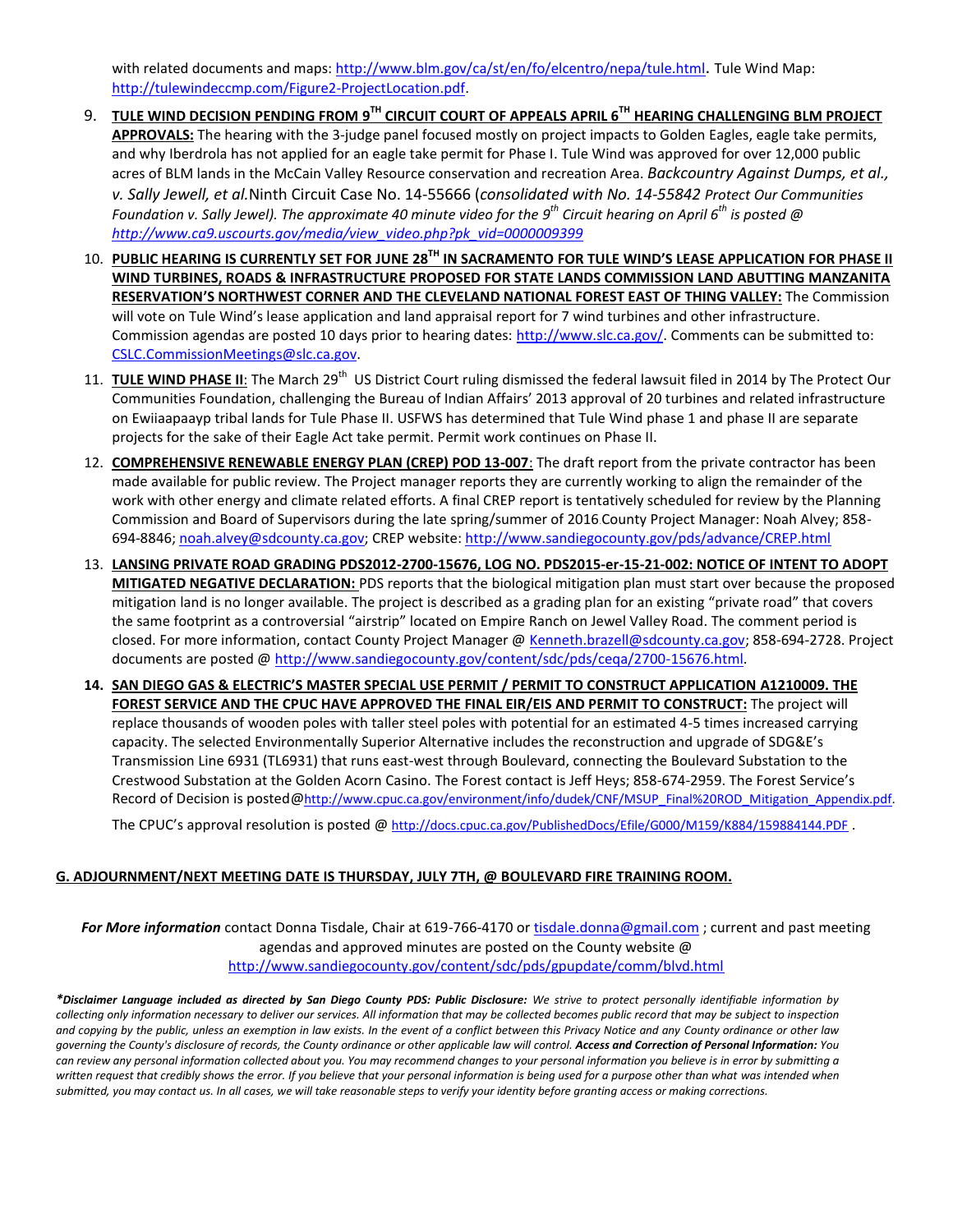with related documents and maps: http://www.blm.gov/ca/st/en/fo/elcentro/nepa/tule.html. Tule Wind Map: http://tulewindeccmp.com/Figure2-ProjectLocation.pdf.

9. **TULE WIND DECISION PENDING FROM 9TH CIRCUIT COURT OF APPEALS APRIL 6TH HEARING CHALLENGING BLM PROJECT APPROVALS:** The hearing with the 3-judge panel focused mostly on project impacts to Golden Eagles, eagle take permits, and why Iberdrola has not applied for an eagle take permit for Phase I. Tule Wind was approved for over 12,000 public acres of BLM lands in the McCain Valley Resource conservation and recreation Area. *Backcountry Against Dumps, et al., v. Sally Jewell, et al.* Ninth Circuit Case No. 14-55666 (*consolidated with No. 14-55842 Protect Our Communities Foundation v. Sally Jewel). The approximate 40 minute video for the 9th Circuit hearing on April 6th is posted @ http://www.ca9.uscourts.gov/media/view_video.php?pk_vid=0000009399*

10. **PUBLIC HEARING IS CURRENTLY SET FOR JUNE 28TH IN SACRAMENTO FOR TULE WIND'S LEASE APPLICATION FOR PHASE II WIND TURBINES, ROADS & INFRASTRUCTURE PROPOSED FOR STATE LANDS COMMISSION LAND ABUTTING MANZANITA RESERVATION'S NORTHWEST CORNER AND THE CLEVELAND NATIONAL FOREST EAST OF THING VALLEY:** The Commission will vote on Tule Wind's lease application and land appraisal report for 7 wind turbines and other infrastructure. Commission agendas are posted 10 days prior to hearing dates: http://www.slc.ca.gov/. Comments can be submitted to: CSLC.CommissionMeetings@slc.ca.gov.

11. **TULE WIND PHASE II**: The March 29th US District Court ruling dismissed the federal lawsuit filed in 2014 by The Protect Our Communities Foundation, challenging the Bureau of Indian Affairs' 2013 approval of 20 turbines and related infrastructure on Ewiiaapaayp tribal lands for Tule Phase II. USFWS has determined that Tule Wind phase 1 and phase II are separate projects for the sake of their Eagle Act take permit. Permit work continues on Phase II.

12. **COMPREHENSIVE RENEWABLE ENERGY PLAN (CREP) POD 13-007**: The draft report from the private contractor has been made available for public review. The Project manager reports they are currently working to align the remainder of the work with other energy and climate related efforts. A final CREP report is tentatively scheduled for review by the Planning Commission and Board of Supervisors during the late spring/summer of 2016 County Project Manager: Noah Alvey; 858-694-8846; noah.alvey@sdcounty.ca.gov; CREP website: http://www.sandiegocounty.gov/pds/advance/CREP.html

13. **LANSING PRIVATE ROAD GRADING PDS2012-2700-15676, LOG NO. PDS2015-er-15-21-002: NOTICE OF INTENT TO ADOPT MITIGATED NEGATIVE DECLARATION:** PDS reports that the biological mitigation plan must start over because the proposed mitigation land is no longer available. The project is described as a grading plan for an existing "private road" that covers the same footprint as a controversial "airstrip" located on Empire Ranch on Jewel Valley Road. The comment period is closed. For more information, contact County Project Manager @ Kenneth.brazell@sdcounty.ca.gov; 858-694-2728. Project documents are posted @ http://www.sandiegocounty.gov/content/sdc/pds/ceqa/2700-15676.html.

14. **SAN DIEGO GAS & ELECTRIC'S MASTER SPECIAL USE PERMIT / PERMIT TO CONSTRUCT APPLICATION A1210009. THE FOREST SERVICE AND THE CPUC HAVE APPROVED THE FINAL EIR/EIS AND PERMIT TO CONSTRUCT:** The project will replace thousands of wooden poles with taller steel poles with potential for an estimated 4-5 times increased carrying capacity. The selected Environmentally Superior Alternative includes the reconstruction and upgrade of SDG&E's Transmission Line 6931 (TL6931) that runs east-west through Boulevard, connecting the Boulevard Substation to the Crestwood Substation at the Golden Acorn Casino. The Forest contact is Jeff Heys; 858-674-2959. The Forest Service's Record of Decision is posted@http://www.cpuc.ca.gov/environment/info/dudek/CNF/MSUP_Final%20ROD_Mitigation_Appendix.pdf.

    The CPUC's approval resolution is posted @ http://docs.cpuc.ca.gov/PublishedDocs/Efile/G000/M159/K884/159884144.PDF .

**G. ADJOURNMENT/NEXT MEETING DATE IS THURSDAY, JULY 7TH, @ BOULEVARD FIRE TRAINING ROOM.**

***For More information*** contact Donna Tisdale, Chair at 619-766-4170 or tisdale.donna@gmail.com ; current and past meeting agendas and approved minutes are posted on the County website @ http://www.sandiegocounty.gov/content/sdc/pds/gpupdate/comm/blvd.html

***\*Disclaimer Language included as directed by San Diego County PDS: Public Disclosure:*** *We strive to protect personally identifiable information by collecting only information necessary to deliver our services. All information that may be collected becomes public record that may be subject to inspection and copying by the public, unless an exemption in law exists. In the event of a conflict between this Privacy Notice and any County ordinance or other law governing the County's disclosure of records, the County ordinance or other applicable law will control.* ***Access and Correction of Personal Information:*** *You can review any personal information collected about you. You may recommend changes to your personal information you believe is in error by submitting a written request that credibly shows the error. If you believe that your personal information is being used for a purpose other than what was intended when submitted, you may contact us. In all cases, we will take reasonable steps to verify your identity before granting access or making corrections.*